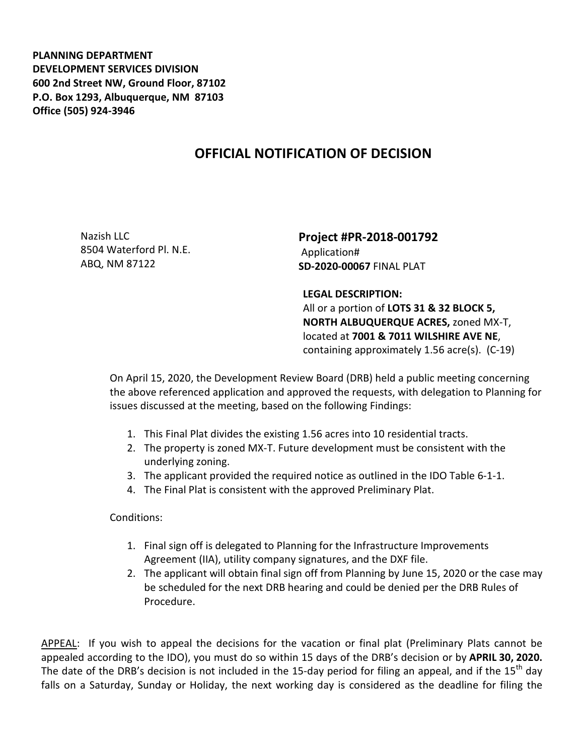**PLANNING DEPARTMENT**
**DEVELOPMENT SERVICES DIVISION**
**600 2nd Street NW, Ground Floor, 87102**
**P.O. Box 1293, Albuquerque, NM 87103**
**Office (505) 924-3946**

# OFFICIAL NOTIFICATION OF DECISION

Nazish LLC
8504 Waterford Pl. N.E.
ABQ, NM 87122

**Project #PR-2018-001792**
Application#
**SD-2020-00067** FINAL PLAT

**LEGAL DESCRIPTION:**
All or a portion of **LOTS 31 & 32 BLOCK 5, NORTH ALBUQUERQUE ACRES,** zoned MX-T, located at **7001 & 7011 WILSHIRE AVE NE**, containing approximately 1.56 acre(s). (C-19)

On April 15, 2020, the Development Review Board (DRB) held a public meeting concerning the above referenced application and approved the requests, with delegation to Planning for issues discussed at the meeting, based on the following Findings:

1. This Final Plat divides the existing 1.56 acres into 10 residential tracts.
2. The property is zoned MX-T. Future development must be consistent with the underlying zoning.
3. The applicant provided the required notice as outlined in the IDO Table 6-1-1.
4. The Final Plat is consistent with the approved Preliminary Plat.

Conditions:

1. Final sign off is delegated to Planning for the Infrastructure Improvements Agreement (IIA), utility company signatures, and the DXF file.
2. The applicant will obtain final sign off from Planning by June 15, 2020 or the case may be scheduled for the next DRB hearing and could be denied per the DRB Rules of Procedure.

APPEAL: If you wish to appeal the decisions for the vacation or final plat (Preliminary Plats cannot be appealed according to the IDO), you must do so within 15 days of the DRB's decision or by **APRIL 30, 2020.** The date of the DRB's decision is not included in the 15-day period for filing an appeal, and if the 15th day falls on a Saturday, Sunday or Holiday, the next working day is considered as the deadline for filing the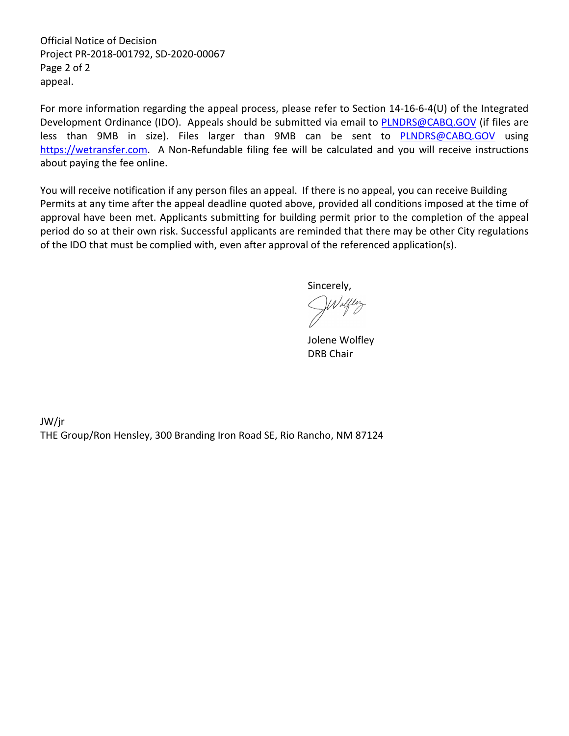appeal.

For more information regarding the appeal process, please refer to Section 14-16-6-4(U) of the Integrated Development Ordinance (IDO). Appeals should be submitted via email to PLNDRS@CABQ.GOV (if files are less than 9MB in size). Files larger than 9MB can be sent to PLNDRS@CABQ.GOV using https://wetransfer.com. A Non-Refundable filing fee will be calculated and you will receive instructions about paying the fee online.

You will receive notification if any person files an appeal. If there is no appeal, you can receive Building Permits at any time after the appeal deadline quoted above, provided all conditions imposed at the time of approval have been met. Applicants submitting for building permit prior to the completion of the appeal period do so at their own risk. Successful applicants are reminded that there may be other City regulations of the IDO that must be complied with, even after approval of the referenced application(s).

Sincerely,

Jolene Wolfley
DRB Chair

JW/jr
THE Group/Ron Hensley, 300 Branding Iron Road SE, Rio Rancho, NM 87124